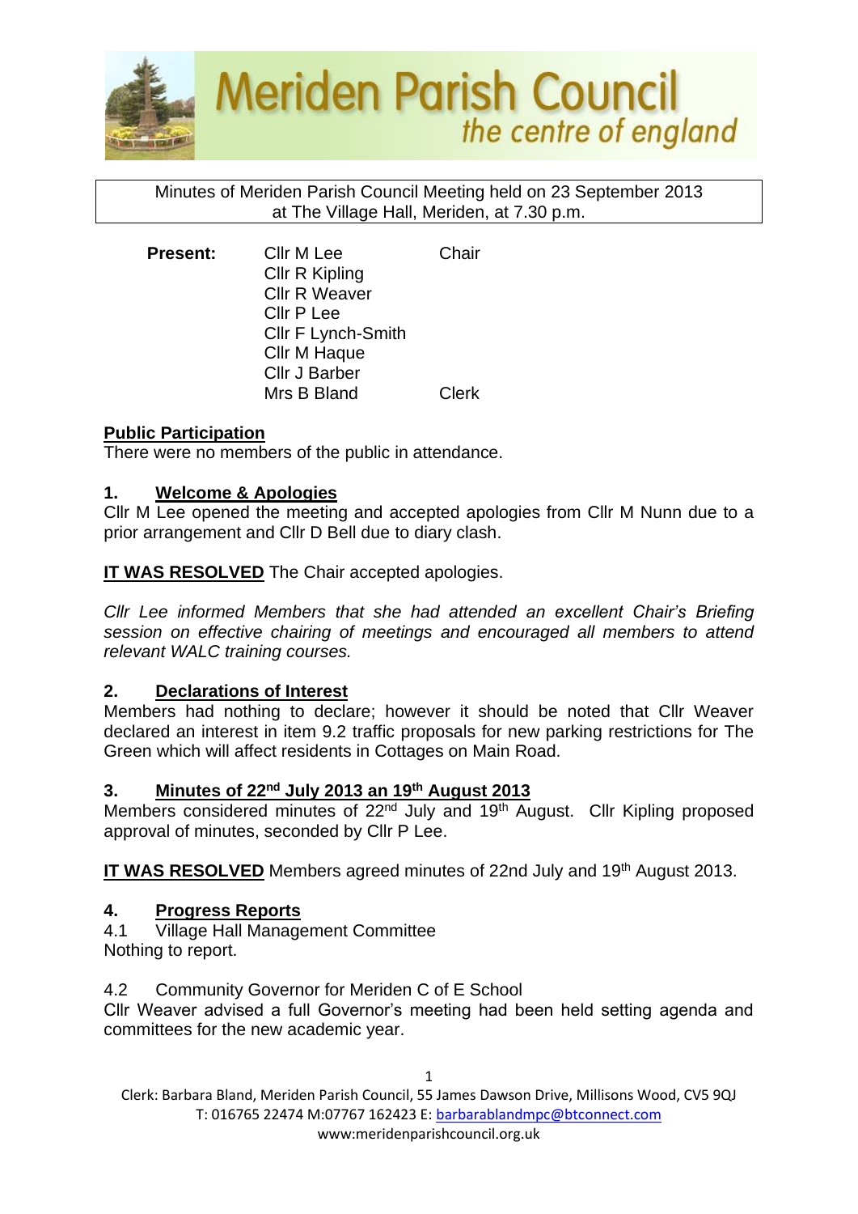# Meriden Parish Council
*the centre of england*

Minutes of Meriden Parish Council Meeting held on 23 September 2013 at The Village Hall, Meriden, at 7.30 p.m.

| **Present:** | Cllr M Lee | Chair |
|---|---|---|
| | Cllr R Kipling | |
| | Cllr R Weaver | |
| | Cllr P Lee | |
| | Cllr F Lynch-Smith | |
| | Cllr M Haque | |
| | Cllr J Barber | |
| | Mrs B Bland | Clerk |

## Public Participation

There were no members of the public in attendance.

## 1. Welcome & Apologies

Cllr M Lee opened the meeting and accepted apologies from Cllr M Nunn due to a prior arrangement and Cllr D Bell due to diary clash.

**IT WAS RESOLVED** The Chair accepted apologies.

*Cllr Lee informed Members that she had attended an excellent Chair's Briefing session on effective chairing of meetings and encouraged all members to attend relevant WALC training courses.*

## 2. Declarations of Interest

Members had nothing to declare; however it should be noted that Cllr Weaver declared an interest in item 9.2 traffic proposals for new parking restrictions for The Green which will affect residents in Cottages on Main Road.

## 3. Minutes of 22nd July 2013 an 19th August 2013

Members considered minutes of 22nd July and 19th August. Cllr Kipling proposed approval of minutes, seconded by Cllr P Lee.

**IT WAS RESOLVED** Members agreed minutes of 22nd July and 19th August 2013.

## 4. Progress Reports

4.1 Village Hall Management Committee

Nothing to report.

4.2 Community Governor for Meriden C of E School

Cllr Weaver advised a full Governor's meeting had been held setting agenda and committees for the new academic year.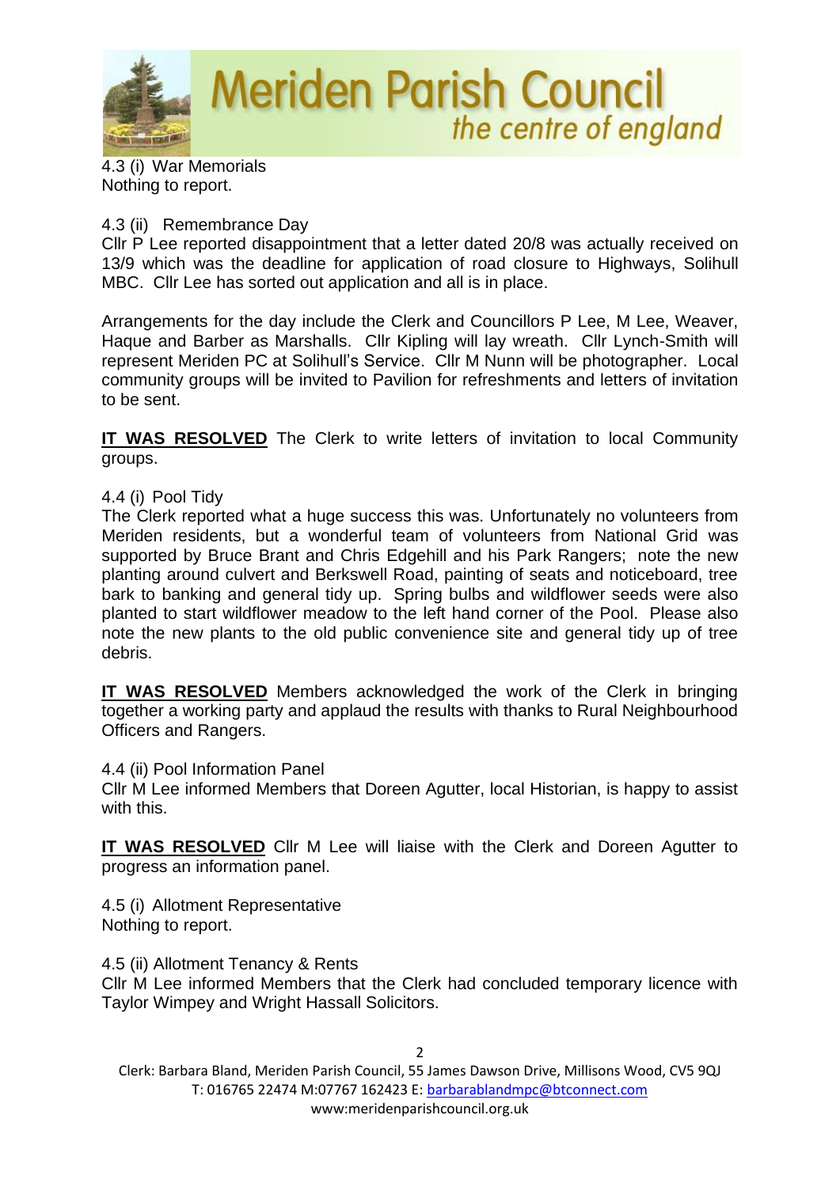4.3 (i) War Memorials
Nothing to report.

4.3 (ii) Remembrance Day
Cllr P Lee reported disappointment that a letter dated 20/8 was actually received on 13/9 which was the deadline for application of road closure to Highways, Solihull MBC. Cllr Lee has sorted out application and all is in place.

Arrangements for the day include the Clerk and Councillors P Lee, M Lee, Weaver, Haque and Barber as Marshalls. Cllr Kipling will lay wreath. Cllr Lynch-Smith will represent Meriden PC at Solihull's Service. Cllr M Nunn will be photographer. Local community groups will be invited to Pavilion for refreshments and letters of invitation to be sent.

**IT WAS RESOLVED** The Clerk to write letters of invitation to local Community groups.

4.4 (i) Pool Tidy
The Clerk reported what a huge success this was. Unfortunately no volunteers from Meriden residents, but a wonderful team of volunteers from National Grid was supported by Bruce Brant and Chris Edgehill and his Park Rangers; note the new planting around culvert and Berkswell Road, painting of seats and noticeboard, tree bark to banking and general tidy up. Spring bulbs and wildflower seeds were also planted to start wildflower meadow to the left hand corner of the Pool. Please also note the new plants to the old public convenience site and general tidy up of tree debris.

**IT WAS RESOLVED** Members acknowledged the work of the Clerk in bringing together a working party and applaud the results with thanks to Rural Neighbourhood Officers and Rangers.

4.4 (ii) Pool Information Panel
Cllr M Lee informed Members that Doreen Agutter, local Historian, is happy to assist with this.

**IT WAS RESOLVED** Cllr M Lee will liaise with the Clerk and Doreen Agutter to progress an information panel.

4.5 (i) Allotment Representative
Nothing to report.

4.5 (ii) Allotment Tenancy & Rents
Cllr M Lee informed Members that the Clerk had concluded temporary licence with Taylor Wimpey and Wright Hassall Solicitors.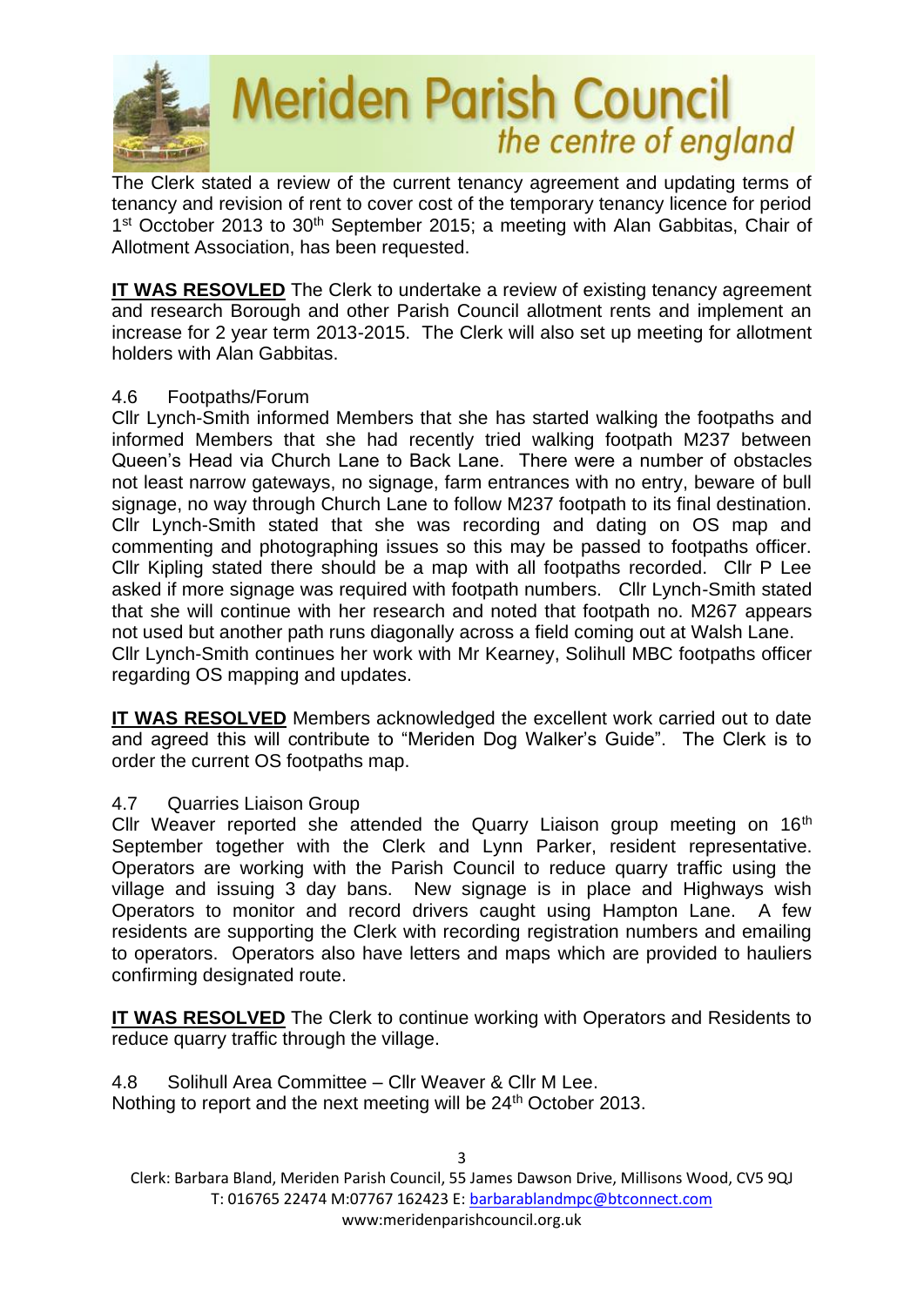The Clerk stated a review of the current tenancy agreement and updating terms of tenancy and revision of rent to cover cost of the temporary tenancy licence for period 1st Occtober 2013 to 30th September 2015; a meeting with Alan Gabbitas, Chair of Allotment Association, has been requested.

**IT WAS RESOVLED** The Clerk to undertake a review of existing tenancy agreement and research Borough and other Parish Council allotment rents and implement an increase for 2 year term 2013-2015. The Clerk will also set up meeting for allotment holders with Alan Gabbitas.

4.6 Footpaths/Forum

Cllr Lynch-Smith informed Members that she has started walking the footpaths and informed Members that she had recently tried walking footpath M237 between Queen's Head via Church Lane to Back Lane. There were a number of obstacles not least narrow gateways, no signage, farm entrances with no entry, beware of bull signage, no way through Church Lane to follow M237 footpath to its final destination. Cllr Lynch-Smith stated that she was recording and dating on OS map and commenting and photographing issues so this may be passed to footpaths officer. Cllr Kipling stated there should be a map with all footpaths recorded. Cllr P Lee asked if more signage was required with footpath numbers. Cllr Lynch-Smith stated that she will continue with her research and noted that footpath no. M267 appears not used but another path runs diagonally across a field coming out at Walsh Lane. Cllr Lynch-Smith continues her work with Mr Kearney, Solihull MBC footpaths officer regarding OS mapping and updates.

**IT WAS RESOLVED** Members acknowledged the excellent work carried out to date and agreed this will contribute to "Meriden Dog Walker's Guide". The Clerk is to order the current OS footpaths map.

4.7 Quarries Liaison Group

Cllr Weaver reported she attended the Quarry Liaison group meeting on 16th September together with the Clerk and Lynn Parker, resident representative. Operators are working with the Parish Council to reduce quarry traffic using the village and issuing 3 day bans. New signage is in place and Highways wish Operators to monitor and record drivers caught using Hampton Lane. A few residents are supporting the Clerk with recording registration numbers and emailing to operators. Operators also have letters and maps which are provided to hauliers confirming designated route.

**IT WAS RESOLVED** The Clerk to continue working with Operators and Residents to reduce quarry traffic through the village.

4.8 Solihull Area Committee – Cllr Weaver & Cllr M Lee.

Nothing to report and the next meeting will be 24th October 2013.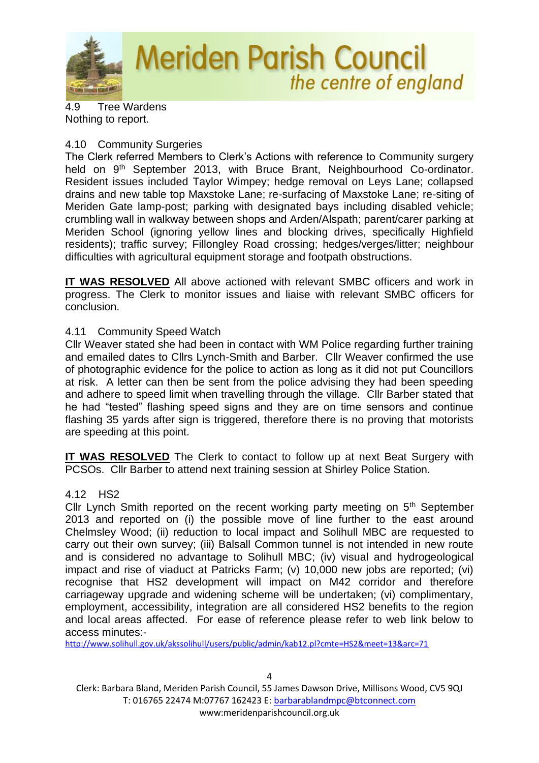4.9 Tree Wardens

Nothing to report.

4.10 Community Surgeries

The Clerk referred Members to Clerk's Actions with reference to Community surgery held on 9th September 2013, with Bruce Brant, Neighbourhood Co-ordinator. Resident issues included Taylor Wimpey; hedge removal on Leys Lane; collapsed drains and new table top Maxstoke Lane; re-surfacing of Maxstoke Lane; re-siting of Meriden Gate lamp-post; parking with designated bays including disabled vehicle; crumbling wall in walkway between shops and Arden/Alspath; parent/carer parking at Meriden School (ignoring yellow lines and blocking drives, specifically Highfield residents); traffic survey; Fillongley Road crossing; hedges/verges/litter; neighbour difficulties with agricultural equipment storage and footpath obstructions.

**IT WAS RESOLVED** All above actioned with relevant SMBC officers and work in progress. The Clerk to monitor issues and liaise with relevant SMBC officers for conclusion.

4.11 Community Speed Watch

Cllr Weaver stated she had been in contact with WM Police regarding further training and emailed dates to Cllrs Lynch-Smith and Barber. Cllr Weaver confirmed the use of photographic evidence for the police to action as long as it did not put Councillors at risk. A letter can then be sent from the police advising they had been speeding and adhere to speed limit when travelling through the village. Cllr Barber stated that he had "tested" flashing speed signs and they are on time sensors and continue flashing 35 yards after sign is triggered, therefore there is no proving that motorists are speeding at this point.

**IT WAS RESOLVED** The Clerk to contact to follow up at next Beat Surgery with PCSOs. Cllr Barber to attend next training session at Shirley Police Station.

4.12 HS2

Cllr Lynch Smith reported on the recent working party meeting on 5th September 2013 and reported on (i) the possible move of line further to the east around Chelmsley Wood; (ii) reduction to local impact and Solihull MBC are requested to carry out their own survey; (iii) Balsall Common tunnel is not intended in new route and is considered no advantage to Solihull MBC; (iv) visual and hydrogeological impact and rise of viaduct at Patricks Farm; (v) 10,000 new jobs are reported; (vi) recognise that HS2 development will impact on M42 corridor and therefore carriageway upgrade and widening scheme will be undertaken; (vi) complimentary, employment, accessibility, integration are all considered HS2 benefits to the region and local areas affected. For ease of reference please refer to web link below to access minutes:-

http://www.solihull.gov.uk/akssolihull/users/public/admin/kab12.pl?cmte=HS2&meet=13&arc=71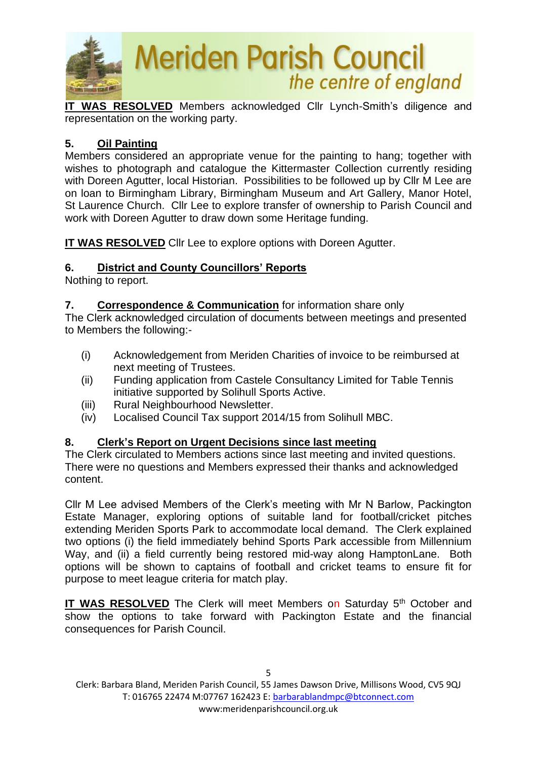**IT WAS RESOLVED** Members acknowledged Cllr Lynch-Smith's diligence and representation on the working party.

## 5. Oil Painting

Members considered an appropriate venue for the painting to hang; together with wishes to photograph and catalogue the Kittermaster Collection currently residing with Doreen Agutter, local Historian. Possibilities to be followed up by Cllr M Lee are on loan to Birmingham Library, Birmingham Museum and Art Gallery, Manor Hotel, St Laurence Church. Cllr Lee to explore transfer of ownership to Parish Council and work with Doreen Agutter to draw down some Heritage funding.

**IT WAS RESOLVED** Cllr Lee to explore options with Doreen Agutter.

## 6. District and County Councillors' Reports

Nothing to report.

## 7. Correspondence & Communication for information share only

The Clerk acknowledged circulation of documents between meetings and presented to Members the following:-

(i) Acknowledgement from Meriden Charities of invoice to be reimbursed at next meeting of Trustees.
(ii) Funding application from Castele Consultancy Limited for Table Tennis initiative supported by Solihull Sports Active.
(iii) Rural Neighbourhood Newsletter.
(iv) Localised Council Tax support 2014/15 from Solihull MBC.

## 8. Clerk's Report on Urgent Decisions since last meeting

The Clerk circulated to Members actions since last meeting and invited questions. There were no questions and Members expressed their thanks and acknowledged content.

Cllr M Lee advised Members of the Clerk's meeting with Mr N Barlow, Packington Estate Manager, exploring options of suitable land for football/cricket pitches extending Meriden Sports Park to accommodate local demand. The Clerk explained two options (i) the field immediately behind Sports Park accessible from Millennium Way, and (ii) a field currently being restored mid-way along HamptonLane. Both options will be shown to captains of football and cricket teams to ensure fit for purpose to meet league criteria for match play.

**IT WAS RESOLVED** The Clerk will meet Members on Saturday 5th October and show the options to take forward with Packington Estate and the financial consequences for Parish Council.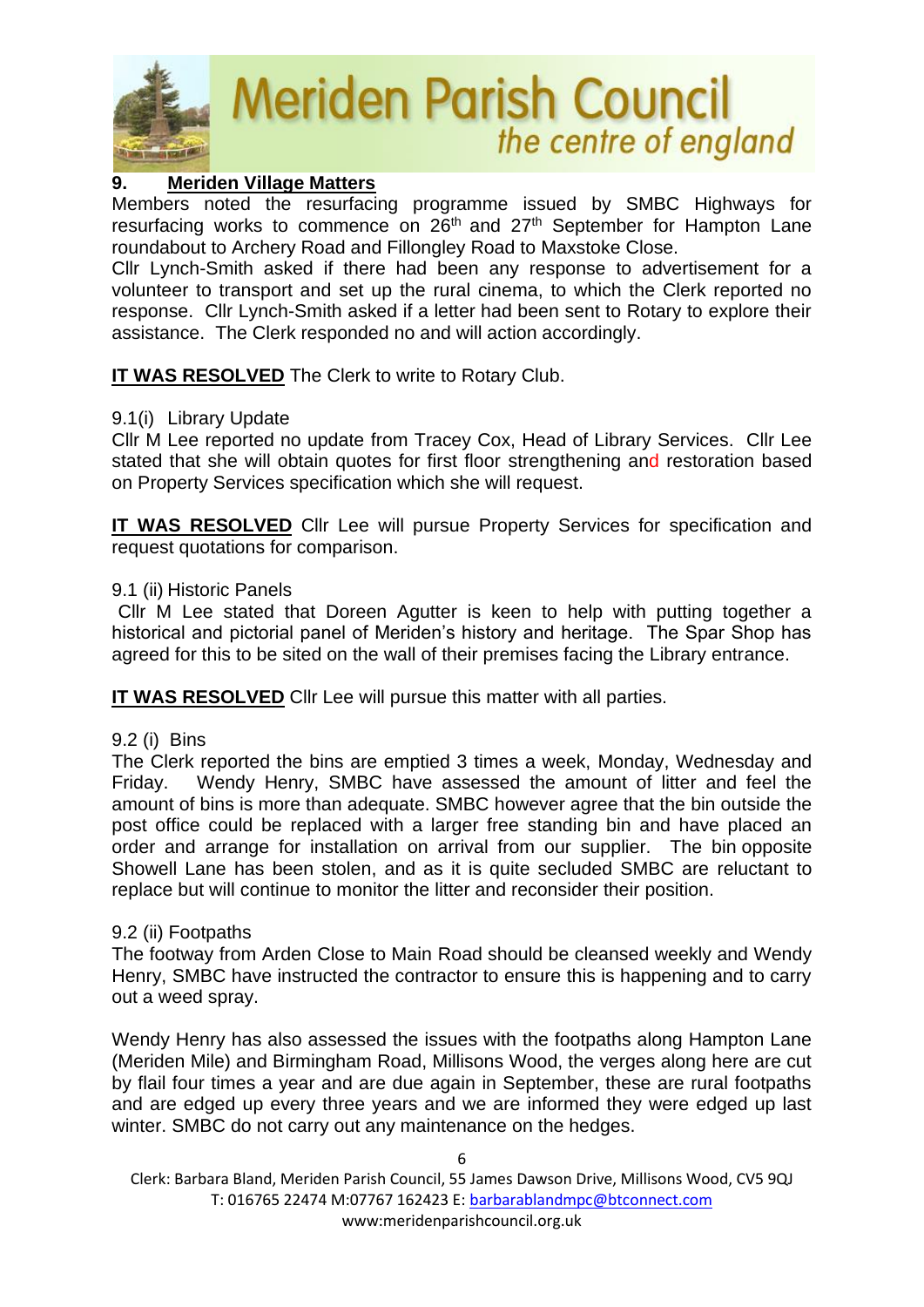## 9. Meriden Village Matters

Members noted the resurfacing programme issued by SMBC Highways for resurfacing works to commence on 26th and 27th September for Hampton Lane roundabout to Archery Road and Fillongley Road to Maxstoke Close.

Cllr Lynch-Smith asked if there had been any response to advertisement for a volunteer to transport and set up the rural cinema, to which the Clerk reported no response. Cllr Lynch-Smith asked if a letter had been sent to Rotary to explore their assistance. The Clerk responded no and will action accordingly.

**IT WAS RESOLVED** The Clerk to write to Rotary Club.

9.1(i) Library Update

Cllr M Lee reported no update from Tracey Cox, Head of Library Services. Cllr Lee stated that she will obtain quotes for first floor strengthening and restoration based on Property Services specification which she will request.

**IT WAS RESOLVED** Cllr Lee will pursue Property Services for specification and request quotations for comparison.

9.1 (ii) Historic Panels

Cllr M Lee stated that Doreen Agutter is keen to help with putting together a historical and pictorial panel of Meriden's history and heritage. The Spar Shop has agreed for this to be sited on the wall of their premises facing the Library entrance.

**IT WAS RESOLVED** Cllr Lee will pursue this matter with all parties.

9.2 (i) Bins

The Clerk reported the bins are emptied 3 times a week, Monday, Wednesday and Friday. Wendy Henry, SMBC have assessed the amount of litter and feel the amount of bins is more than adequate. SMBC however agree that the bin outside the post office could be replaced with a larger free standing bin and have placed an order and arrange for installation on arrival from our supplier. The bin opposite Showell Lane has been stolen, and as it is quite secluded SMBC are reluctant to replace but will continue to monitor the litter and reconsider their position.

9.2 (ii) Footpaths

The footway from Arden Close to Main Road should be cleansed weekly and Wendy Henry, SMBC have instructed the contractor to ensure this is happening and to carry out a weed spray.

Wendy Henry has also assessed the issues with the footpaths along Hampton Lane (Meriden Mile) and Birmingham Road, Millisons Wood, the verges along here are cut by flail four times a year and are due again in September, these are rural footpaths and are edged up every three years and we are informed they were edged up last winter. SMBC do not carry out any maintenance on the hedges.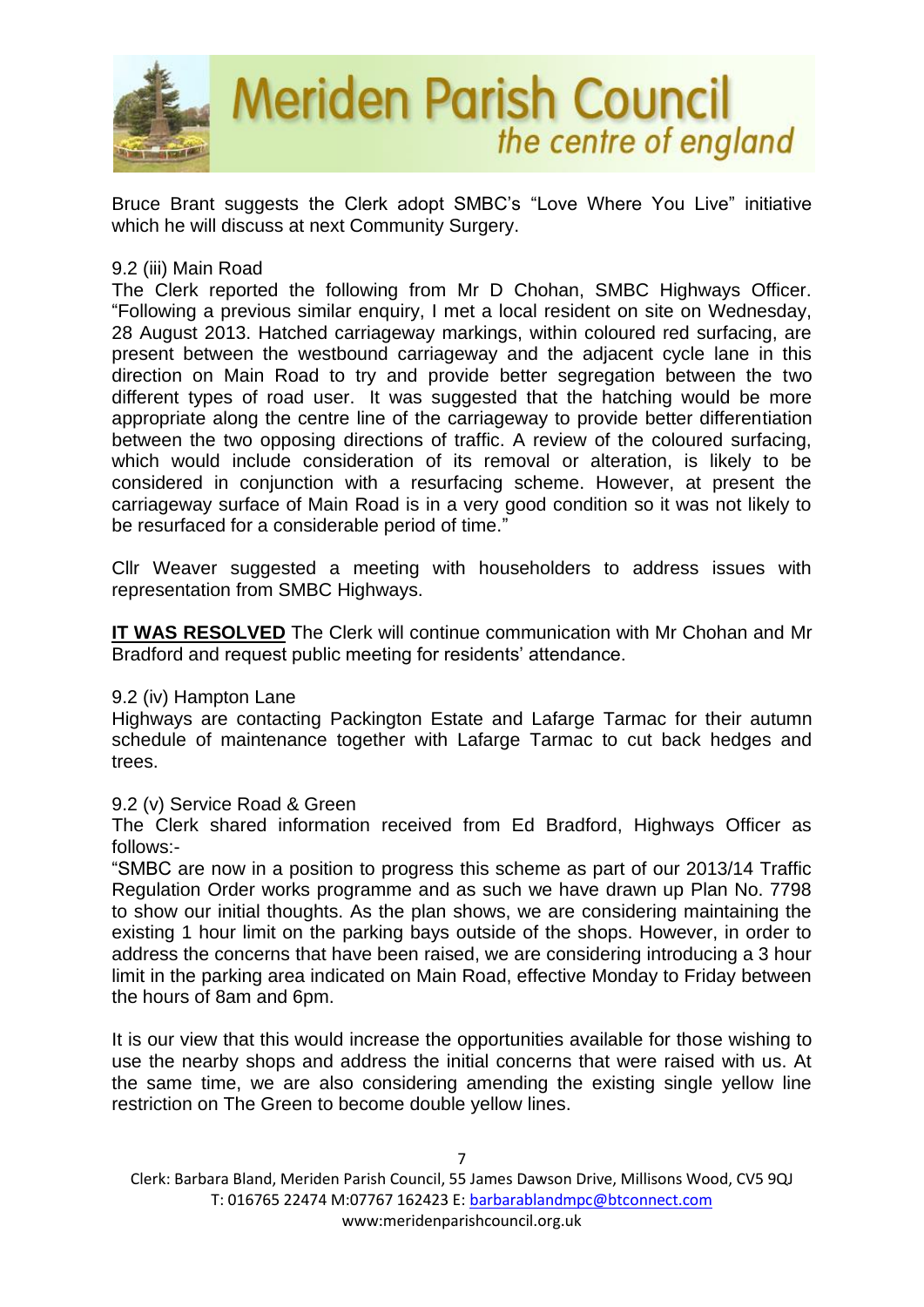Bruce Brant suggests the Clerk adopt SMBC's "Love Where You Live" initiative which he will discuss at next Community Surgery.

9.2 (iii) Main Road

The Clerk reported the following from Mr D Chohan, SMBC Highways Officer. "Following a previous similar enquiry, I met a local resident on site on Wednesday, 28 August 2013. Hatched carriageway markings, within coloured red surfacing, are present between the westbound carriageway and the adjacent cycle lane in this direction on Main Road to try and provide better segregation between the two different types of road user. It was suggested that the hatching would be more appropriate along the centre line of the carriageway to provide better differentiation between the two opposing directions of traffic. A review of the coloured surfacing, which would include consideration of its removal or alteration, is likely to be considered in conjunction with a resurfacing scheme. However, at present the carriageway surface of Main Road is in a very good condition so it was not likely to be resurfaced for a considerable period of time."

Cllr Weaver suggested a meeting with householders to address issues with representation from SMBC Highways.

**<u>IT WAS RESOLVED</u>** The Clerk will continue communication with Mr Chohan and Mr Bradford and request public meeting for residents' attendance.

9.2 (iv) Hampton Lane

Highways are contacting Packington Estate and Lafarge Tarmac for their autumn schedule of maintenance together with Lafarge Tarmac to cut back hedges and trees.

9.2 (v) Service Road & Green

The Clerk shared information received from Ed Bradford, Highways Officer as follows:-

"SMBC are now in a position to progress this scheme as part of our 2013/14 Traffic Regulation Order works programme and as such we have drawn up Plan No. 7798 to show our initial thoughts. As the plan shows, we are considering maintaining the existing 1 hour limit on the parking bays outside of the shops. However, in order to address the concerns that have been raised, we are considering introducing a 3 hour limit in the parking area indicated on Main Road, effective Monday to Friday between the hours of 8am and 6pm.

It is our view that this would increase the opportunities available for those wishing to use the nearby shops and address the initial concerns that were raised with us. At the same time, we are also considering amending the existing single yellow line restriction on The Green to become double yellow lines.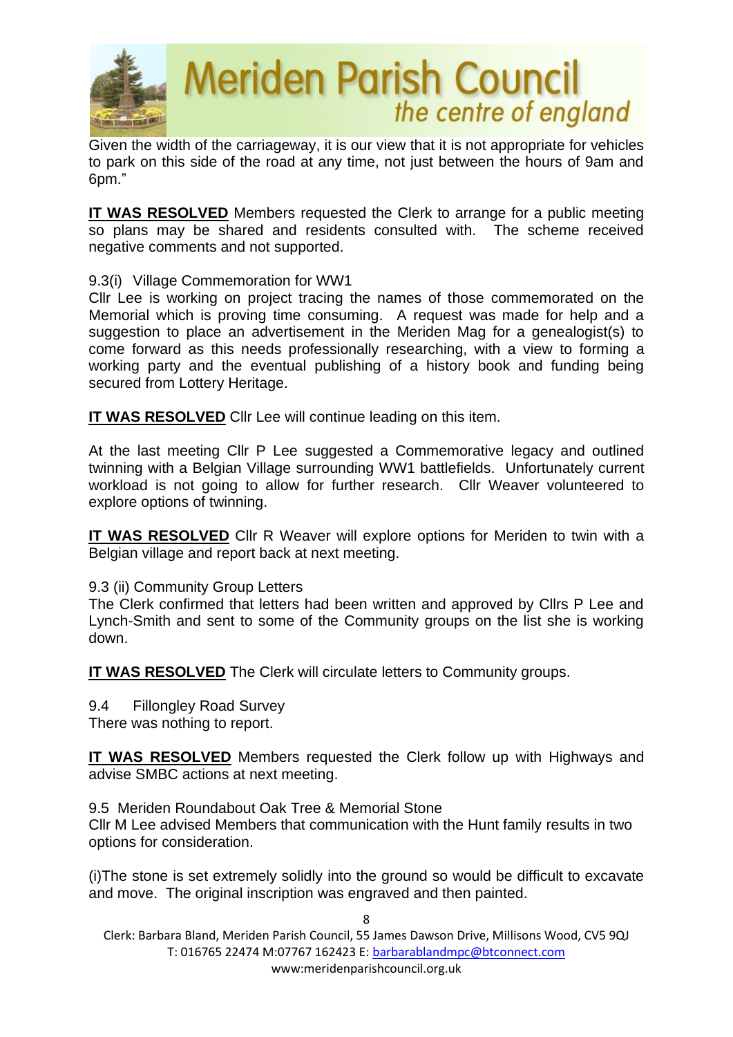Given the width of the carriageway, it is our view that it is not appropriate for vehicles to park on this side of the road at any time, not just between the hours of 9am and 6pm."

**IT WAS RESOLVED** Members requested the Clerk to arrange for a public meeting so plans may be shared and residents consulted with. The scheme received negative comments and not supported.

9.3(i) Village Commemoration for WW1

Cllr Lee is working on project tracing the names of those commemorated on the Memorial which is proving time consuming. A request was made for help and a suggestion to place an advertisement in the Meriden Mag for a genealogist(s) to come forward as this needs professionally researching, with a view to forming a working party and the eventual publishing of a history book and funding being secured from Lottery Heritage.

**IT WAS RESOLVED** Cllr Lee will continue leading on this item.

At the last meeting Cllr P Lee suggested a Commemorative legacy and outlined twinning with a Belgian Village surrounding WW1 battlefields. Unfortunately current workload is not going to allow for further research. Cllr Weaver volunteered to explore options of twinning.

**IT WAS RESOLVED** Cllr R Weaver will explore options for Meriden to twin with a Belgian village and report back at next meeting.

9.3 (ii) Community Group Letters

The Clerk confirmed that letters had been written and approved by Cllrs P Lee and Lynch-Smith and sent to some of the Community groups on the list she is working down.

**IT WAS RESOLVED** The Clerk will circulate letters to Community groups.

9.4 Fillongley Road Survey

There was nothing to report.

**IT WAS RESOLVED** Members requested the Clerk follow up with Highways and advise SMBC actions at next meeting.

9.5 Meriden Roundabout Oak Tree & Memorial Stone

Cllr M Lee advised Members that communication with the Hunt family results in two options for consideration.

(i)The stone is set extremely solidly into the ground so would be difficult to excavate and move. The original inscription was engraved and then painted.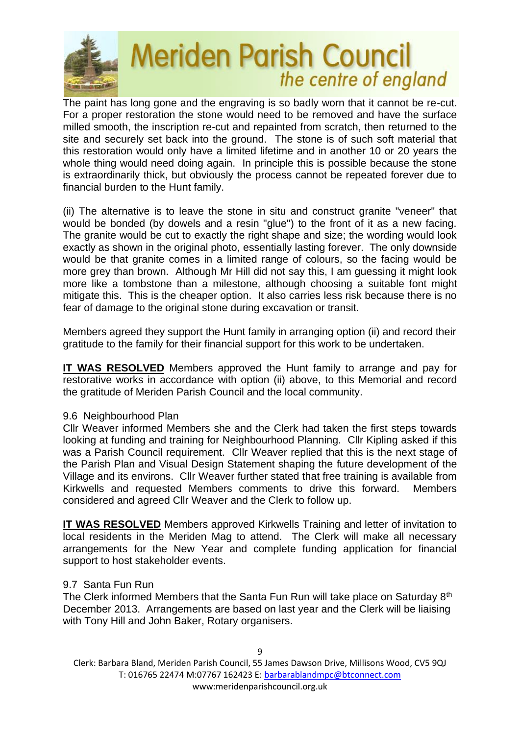The paint has long gone and the engraving is so badly worn that it cannot be re-cut. For a proper restoration the stone would need to be removed and have the surface milled smooth, the inscription re-cut and repainted from scratch, then returned to the site and securely set back into the ground. The stone is of such soft material that this restoration would only have a limited lifetime and in another 10 or 20 years the whole thing would need doing again. In principle this is possible because the stone is extraordinarily thick, but obviously the process cannot be repeated forever due to financial burden to the Hunt family.

(ii) The alternative is to leave the stone in situ and construct granite "veneer" that would be bonded (by dowels and a resin "glue") to the front of it as a new facing. The granite would be cut to exactly the right shape and size; the wording would look exactly as shown in the original photo, essentially lasting forever. The only downside would be that granite comes in a limited range of colours, so the facing would be more grey than brown. Although Mr Hill did not say this, I am guessing it might look more like a tombstone than a milestone, although choosing a suitable font might mitigate this. This is the cheaper option. It also carries less risk because there is no fear of damage to the original stone during excavation or transit.

Members agreed they support the Hunt family in arranging option (ii) and record their gratitude to the family for their financial support for this work to be undertaken.

**IT WAS RESOLVED** Members approved the Hunt family to arrange and pay for restorative works in accordance with option (ii) above, to this Memorial and record the gratitude of Meriden Parish Council and the local community.

9.6 Neighbourhood Plan

Cllr Weaver informed Members she and the Clerk had taken the first steps towards looking at funding and training for Neighbourhood Planning. Cllr Kipling asked if this was a Parish Council requirement. Cllr Weaver replied that this is the next stage of the Parish Plan and Visual Design Statement shaping the future development of the Village and its environs. Cllr Weaver further stated that free training is available from Kirkwells and requested Members comments to drive this forward. Members considered and agreed Cllr Weaver and the Clerk to follow up.

**IT WAS RESOLVED** Members approved Kirkwells Training and letter of invitation to local residents in the Meriden Mag to attend. The Clerk will make all necessary arrangements for the New Year and complete funding application for financial support to host stakeholder events.

9.7 Santa Fun Run

The Clerk informed Members that the Santa Fun Run will take place on Saturday 8th December 2013. Arrangements are based on last year and the Clerk will be liaising with Tony Hill and John Baker, Rotary organisers.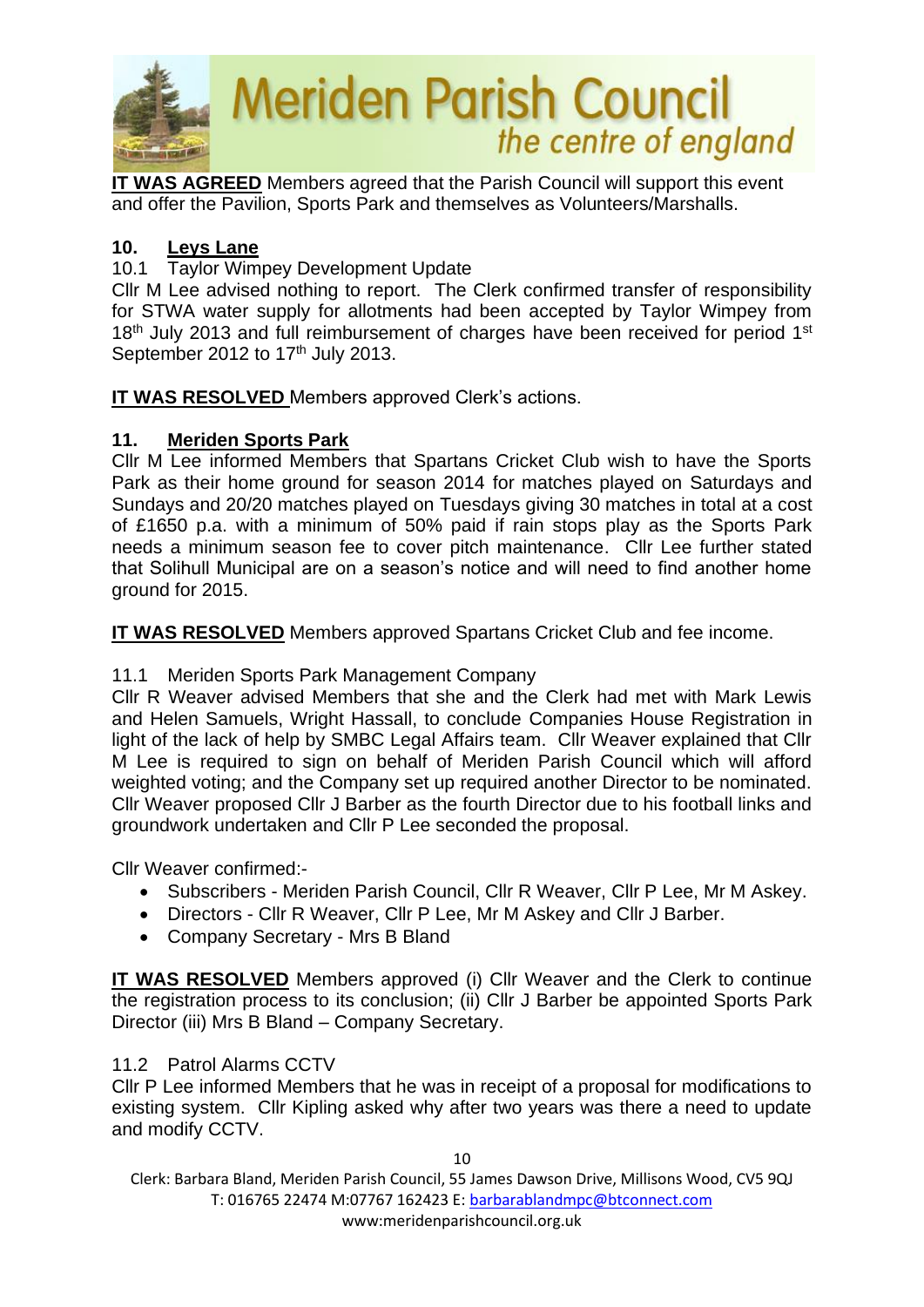**IT WAS AGREED** Members agreed that the Parish Council will support this event and offer the Pavilion, Sports Park and themselves as Volunteers/Marshalls.

## 10. Leys Lane

10.1 Taylor Wimpey Development Update

Cllr M Lee advised nothing to report. The Clerk confirmed transfer of responsibility for STWA water supply for allotments had been accepted by Taylor Wimpey from 18th July 2013 and full reimbursement of charges have been received for period 1st September 2012 to 17th July 2013.

**IT WAS RESOLVED** Members approved Clerk's actions.

## 11. Meriden Sports Park

Cllr M Lee informed Members that Spartans Cricket Club wish to have the Sports Park as their home ground for season 2014 for matches played on Saturdays and Sundays and 20/20 matches played on Tuesdays giving 30 matches in total at a cost of £1650 p.a. with a minimum of 50% paid if rain stops play as the Sports Park needs a minimum season fee to cover pitch maintenance. Cllr Lee further stated that Solihull Municipal are on a season's notice and will need to find another home ground for 2015.

**IT WAS RESOLVED** Members approved Spartans Cricket Club and fee income.

11.1 Meriden Sports Park Management Company

Cllr R Weaver advised Members that she and the Clerk had met with Mark Lewis and Helen Samuels, Wright Hassall, to conclude Companies House Registration in light of the lack of help by SMBC Legal Affairs team. Cllr Weaver explained that Cllr M Lee is required to sign on behalf of Meriden Parish Council which will afford weighted voting; and the Company set up required another Director to be nominated. Cllr Weaver proposed Cllr J Barber as the fourth Director due to his football links and groundwork undertaken and Cllr P Lee seconded the proposal.

Cllr Weaver confirmed:-

- Subscribers - Meriden Parish Council, Cllr R Weaver, Cllr P Lee, Mr M Askey.
- Directors - Cllr R Weaver, Cllr P Lee, Mr M Askey and Cllr J Barber.
- Company Secretary - Mrs B Bland

**IT WAS RESOLVED** Members approved (i) Cllr Weaver and the Clerk to continue the registration process to its conclusion; (ii) Cllr J Barber be appointed Sports Park Director (iii) Mrs B Bland – Company Secretary.

11.2 Patrol Alarms CCTV

Cllr P Lee informed Members that he was in receipt of a proposal for modifications to existing system. Cllr Kipling asked why after two years was there a need to update and modify CCTV.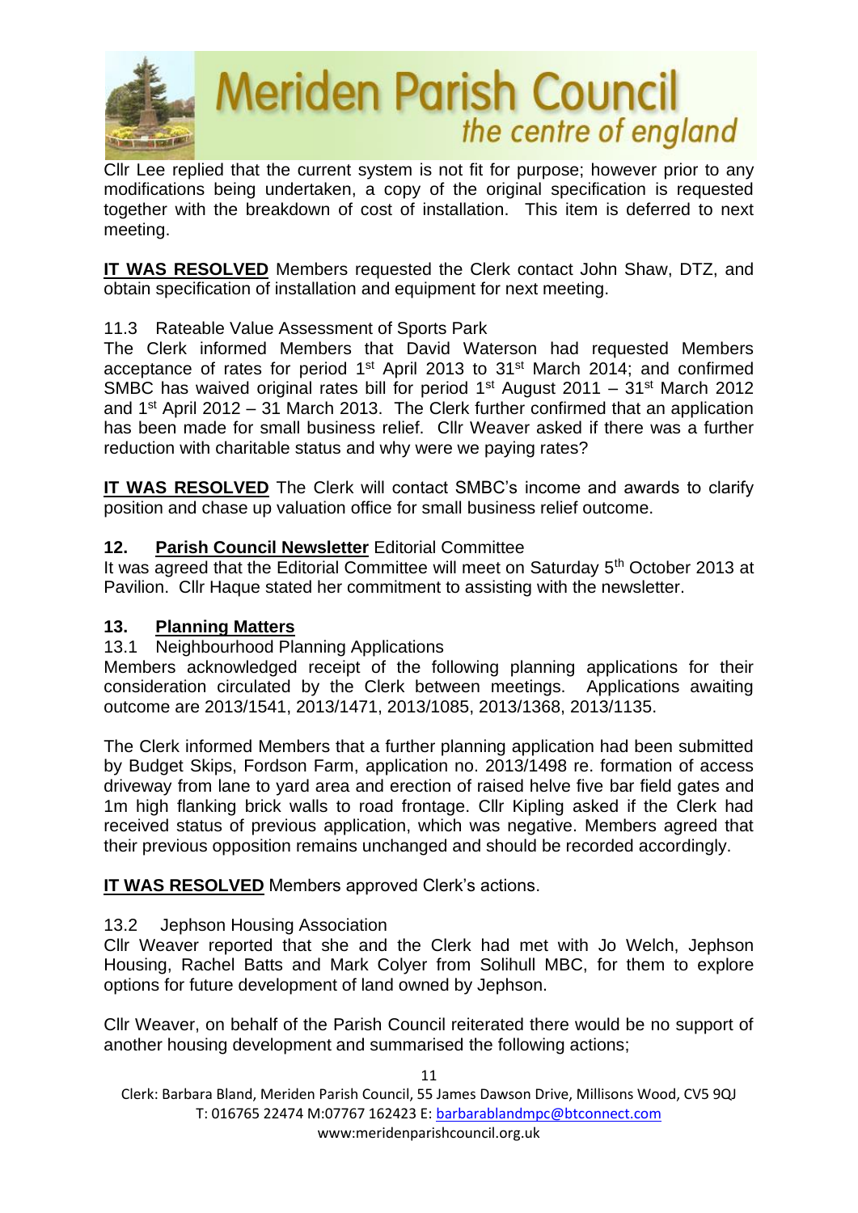Cllr Lee replied that the current system is not fit for purpose; however prior to any modifications being undertaken, a copy of the original specification is requested together with the breakdown of cost of installation. This item is deferred to next meeting.

**IT WAS RESOLVED** Members requested the Clerk contact John Shaw, DTZ, and obtain specification of installation and equipment for next meeting.

11.3 Rateable Value Assessment of Sports Park

The Clerk informed Members that David Waterson had requested Members acceptance of rates for period 1st April 2013 to 31st March 2014; and confirmed SMBC has waived original rates bill for period 1st August 2011 – 31st March 2012 and 1st April 2012 – 31 March 2013. The Clerk further confirmed that an application has been made for small business relief. Cllr Weaver asked if there was a further reduction with charitable status and why were we paying rates?

**IT WAS RESOLVED** The Clerk will contact SMBC's income and awards to clarify position and chase up valuation office for small business relief outcome.

## 12. Parish Council Newsletter Editorial Committee

It was agreed that the Editorial Committee will meet on Saturday 5th October 2013 at Pavilion. Cllr Haque stated her commitment to assisting with the newsletter.

## 13. Planning Matters

13.1 Neighbourhood Planning Applications

Members acknowledged receipt of the following planning applications for their consideration circulated by the Clerk between meetings. Applications awaiting outcome are 2013/1541, 2013/1471, 2013/1085, 2013/1368, 2013/1135.

The Clerk informed Members that a further planning application had been submitted by Budget Skips, Fordson Farm, application no. 2013/1498 re. formation of access driveway from lane to yard area and erection of raised helve five bar field gates and 1m high flanking brick walls to road frontage. Cllr Kipling asked if the Clerk had received status of previous application, which was negative. Members agreed that their previous opposition remains unchanged and should be recorded accordingly.

**IT WAS RESOLVED** Members approved Clerk's actions.

13.2 Jephson Housing Association

Cllr Weaver reported that she and the Clerk had met with Jo Welch, Jephson Housing, Rachel Batts and Mark Colyer from Solihull MBC, for them to explore options for future development of land owned by Jephson.

Cllr Weaver, on behalf of the Parish Council reiterated there would be no support of another housing development and summarised the following actions;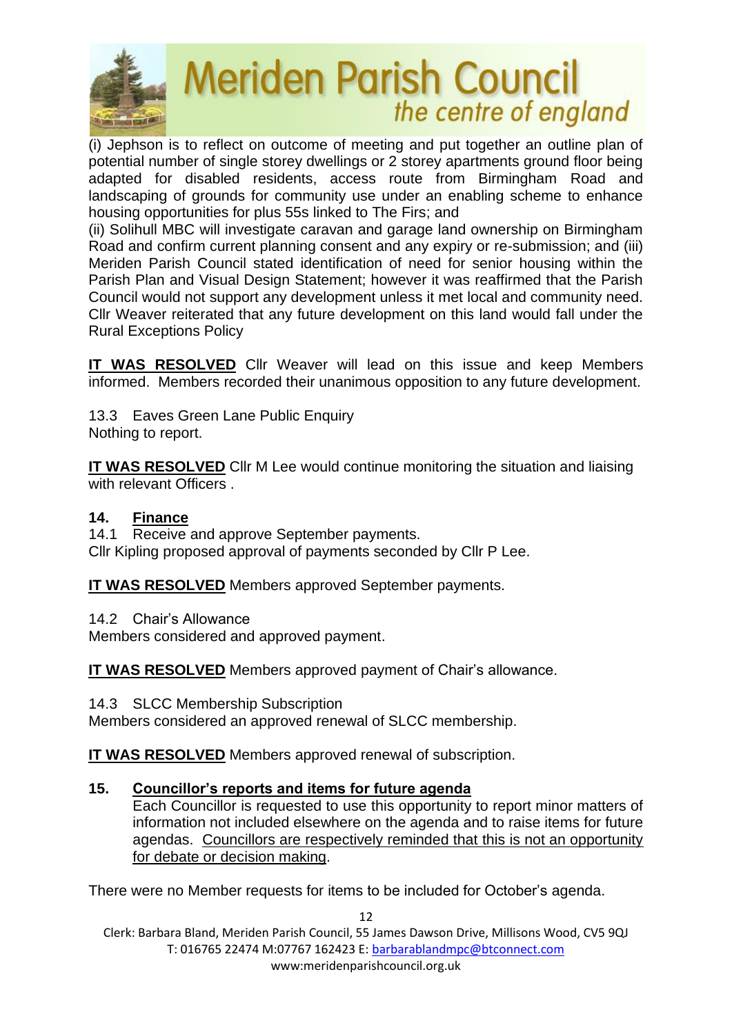(i) Jephson is to reflect on outcome of meeting and put together an outline plan of potential number of single storey dwellings or 2 storey apartments ground floor being adapted for disabled residents, access route from Birmingham Road and landscaping of grounds for community use under an enabling scheme to enhance housing opportunities for plus 55s linked to The Firs; and

(ii) Solihull MBC will investigate caravan and garage land ownership on Birmingham Road and confirm current planning consent and any expiry or re-submission; and (iii) Meriden Parish Council stated identification of need for senior housing within the Parish Plan and Visual Design Statement; however it was reaffirmed that the Parish Council would not support any development unless it met local and community need. Cllr Weaver reiterated that any future development on this land would fall under the Rural Exceptions Policy

**IT WAS RESOLVED** Cllr Weaver will lead on this issue and keep Members informed. Members recorded their unanimous opposition to any future development.

13.3 Eaves Green Lane Public Enquiry
Nothing to report.

**IT WAS RESOLVED** Cllr M Lee would continue monitoring the situation and liaising with relevant Officers .

## 14. Finance

14.1 Receive and approve September payments.
Cllr Kipling proposed approval of payments seconded by Cllr P Lee.

**IT WAS RESOLVED** Members approved September payments.

14.2 Chair's Allowance
Members considered and approved payment.

**IT WAS RESOLVED** Members approved payment of Chair's allowance.

14.3 SLCC Membership Subscription
Members considered an approved renewal of SLCC membership.

**IT WAS RESOLVED** Members approved renewal of subscription.

## 15. Councillor's reports and items for future agenda

Each Councillor is requested to use this opportunity to report minor matters of information not included elsewhere on the agenda and to raise items for future agendas. Councillors are respectively reminded that this is not an opportunity for debate or decision making.

There were no Member requests for items to be included for October's agenda.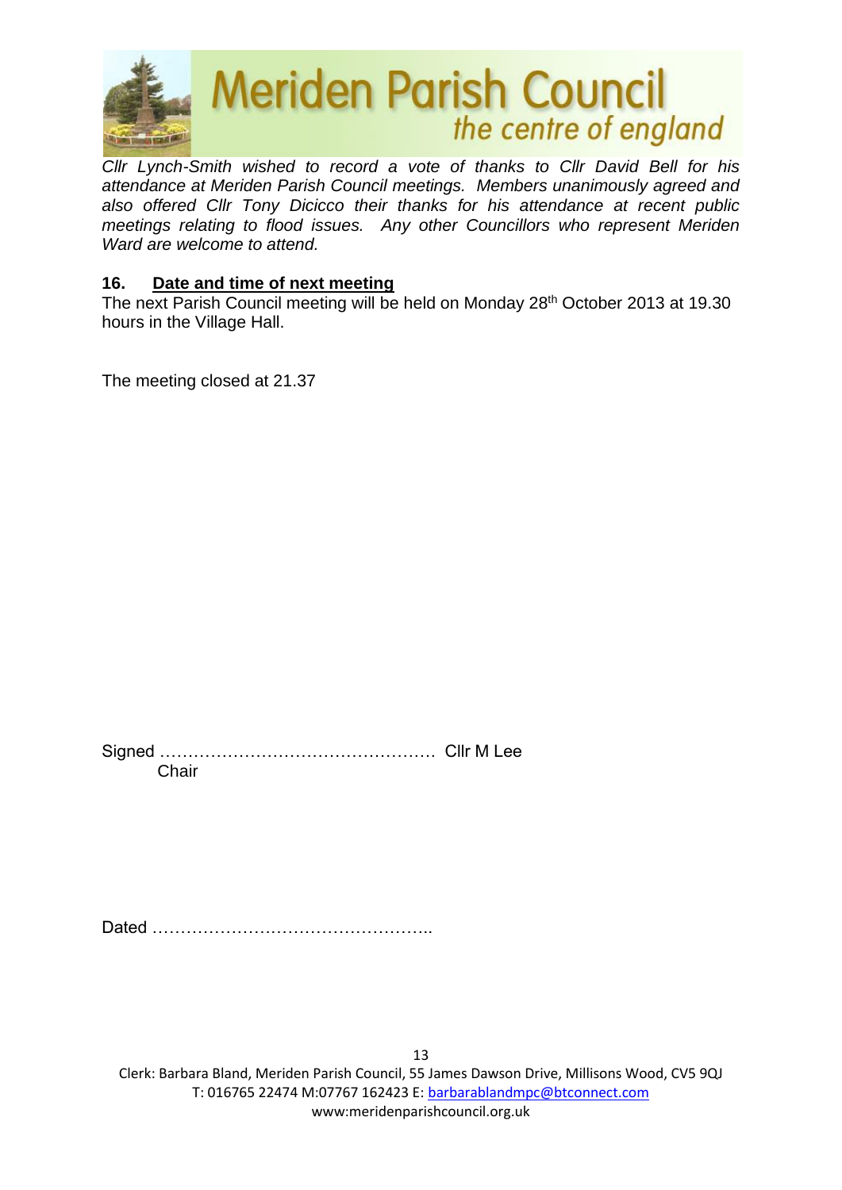*Cllr Lynch-Smith wished to record a vote of thanks to Cllr David Bell for his attendance at Meriden Parish Council meetings. Members unanimously agreed and also offered Cllr Tony Dicicco their thanks for his attendance at recent public meetings relating to flood issues. Any other Councillors who represent Meriden Ward are welcome to attend.*

## 16. Date and time of next meeting

The next Parish Council meeting will be held on Monday 28th October 2013 at 19.30 hours in the Village Hall.

The meeting closed at 21.37

Signed ………………………………………… Cllr M Lee
Chair

Dated …………………………………………..